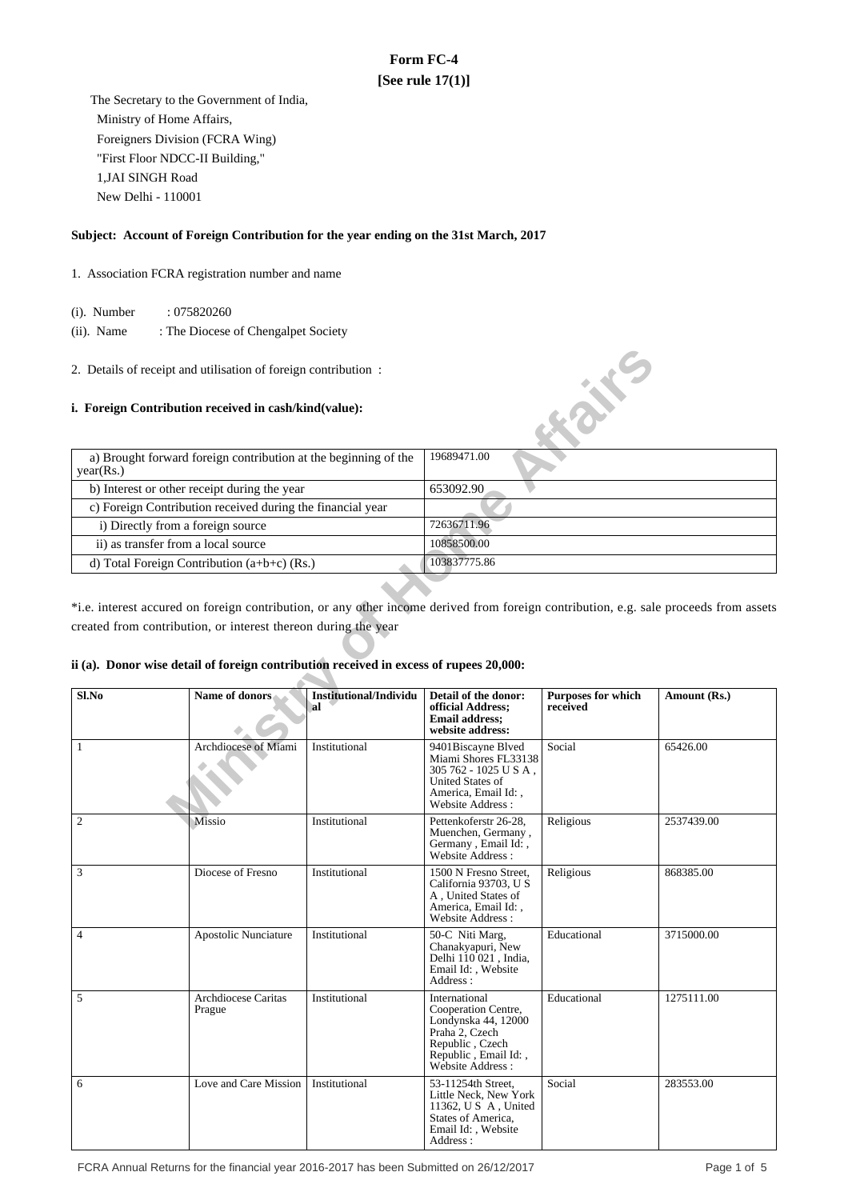# Form FC-4

**[See rule 17(1)]**

The Secretary to the Government of India,
Ministry of Home Affairs,
Foreigners Division (FCRA Wing)
"First Floor NDCC-II Building,"
1,JAI SINGH Road
New Delhi - 110001

**Subject: Account of Foreign Contribution for the year ending on the 31st March, 2017**

1. Association FCRA registration number and name

(i). Number : 075820260

(ii). Name : The Diocese of Chengalpet Society

2. Details of receipt and utilisation of foreign contribution :

**i. Foreign Contribution received in cash/kind(value):**

| | |
|---|---|
| a) Brought forward foreign contribution at the beginning of the year(Rs.) | 19689471.00 |
| b) Interest or other receipt during the year | 653092.90 |
| c) Foreign Contribution received during the financial year | |
| i) Directly from a foreign source | 72636711.96 |
| ii) as transfer from a local source | 10858500.00 |
| d) Total Foreign Contribution (a+b+c) (Rs.) | 103837775.86 |

*i.e. interest accured on foreign contribution, or any other income derived from foreign contribution, e.g. sale proceeds from assets created from contribution, or interest thereon during the year

**ii (a). Donor wise detail of foreign contribution received in excess of rupees 20,000:**

| Sl.No | Name of donors | Institutional/Individual | Detail of the donor: official Address; Email address; website address: | Purposes for which received | Amount (Rs.) |
|---|---|---|---|---|---|
| 1 | Archdiocese of Miami | Institutional | 9401Biscayne Blved Miami Shores FL33138 305 762 - 1025 U S A , United States of America, Email Id: , Website Address : | Social | 65426.00 |
| 2 | Missio | Institutional | Pettenkoferstr 26-28, Muenchen, Germany , Germany , Email Id: , Website Address : | Religious | 2537439.00 |
| 3 | Diocese of Fresno | Institutional | 1500 N Fresno Street, California 93703, U S A , United States of America, Email Id: , Website Address : | Religious | 868385.00 |
| 4 | Apostolic Nunciature | Institutional | 50-C Niti Marg, Chanakyapuri, New Delhi 110 021 , India, Email Id: , Website Address : | Educational | 3715000.00 |
| 5 | Archdiocese Caritas Prague | Institutional | International Cooperation Centre, Londynska 44, 12000 Praha 2, Czech Republic , Czech Republic , Email Id: , Website Address : | Educational | 1275111.00 |
| 6 | Love and Care Mission | Institutional | 53-11254th Street, Little Neck, New York 11362, U S A , United States of America, Email Id: , Website Address : | Social | 283553.00 |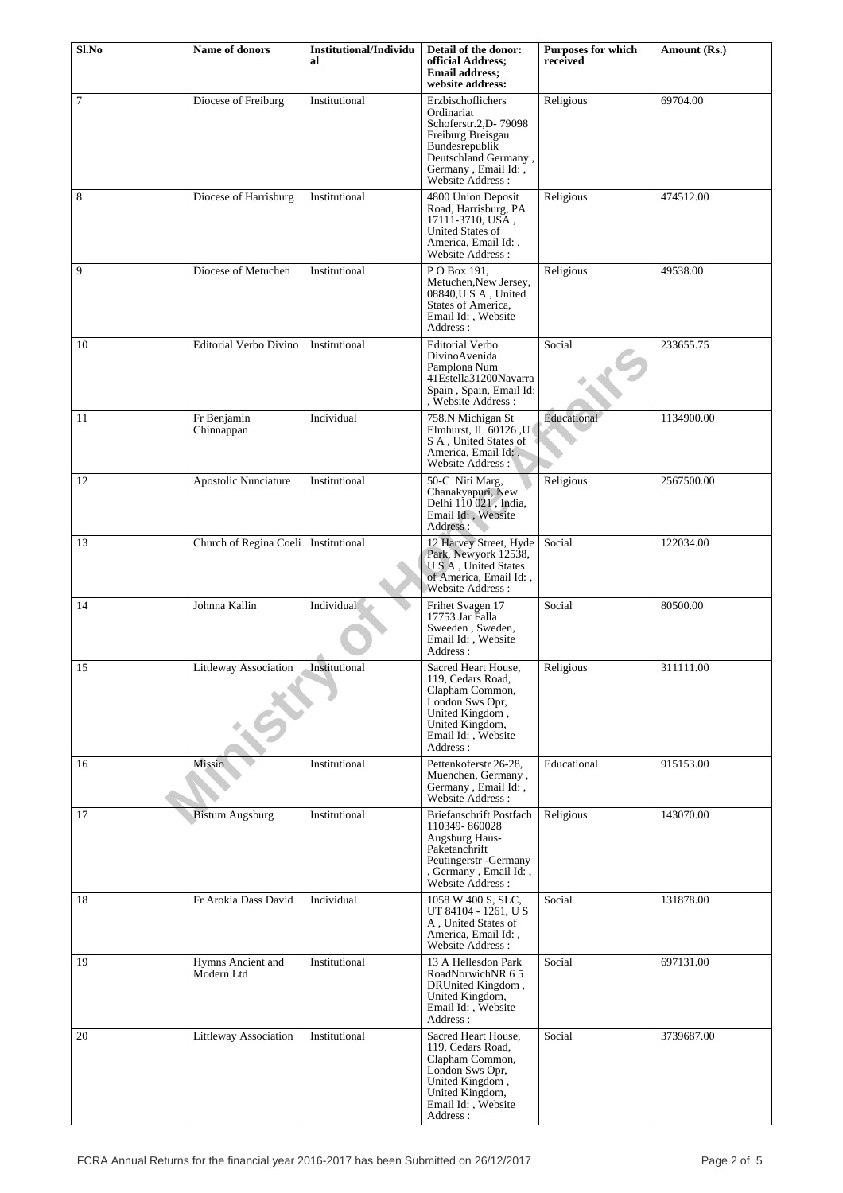| Sl.No | Name of donors | Institutional/Individual | Detail of the donor: official Address; Email address; website address: | Purposes for which received | Amount (Rs.) |
|---|---|---|---|---|---|
| 7 | Diocese of Freiburg | Institutional | Erzbischoflichers Ordinariat Schoferstr.2,D- 79098 Freiburg Breisgau Bundesrepublik Deutschland Germany , Germany , Email Id: , Website Address : | Religious | 69704.00 |
| 8 | Diocese of Harrisburg | Institutional | 4800 Union Deposit Road, Harrisburg, PA 17111-3710, USA , United States of America, Email Id: , Website Address : | Religious | 474512.00 |
| 9 | Diocese of Metuchen | Institutional | P O Box 191, Metuchen,New Jersey, 08840,U S A , United States of America, Email Id: , Website Address : | Religious | 49538.00 |
| 10 | Editorial Verbo Divino | Institutional | Editorial Verbo DivinoAvenida Pamplona Num 41Estella31200Navarra Spain , Spain, Email Id: , Website Address : | Social | 233655.75 |
| 11 | Fr Benjamin Chinnappan | Individual | 758.N Michigan St Elmhurst, IL 60126 ,U S A , United States of America, Email Id: , Website Address : | Educational | 1134900.00 |
| 12 | Apostolic Nunciature | Institutional | 50-C Niti Marg, Chanakyapuri, New Delhi 110 021 , India, Email Id: , Website Address : | Religious | 2567500.00 |
| 13 | Church of Regina Coeli | Institutional | 12 Harvey Street, Hyde Park, Newyork 12538, U S A , United States of America, Email Id: , Website Address : | Social | 122034.00 |
| 14 | Johnna Kallin | Individual | Frihet Svagen 17 17753 Jar Falla Sweeden , Sweden, Email Id: , Website Address : | Social | 80500.00 |
| 15 | Littleway Association | Institutional | Sacred Heart House, 119, Cedars Road, Clapham Common, London Sws Opr, United Kingdom , United Kingdom, Email Id: , Website Address : | Religious | 311111.00 |
| 16 | Missio | Institutional | Pettenkoferstr 26-28, Muenchen, Germany , Germany , Email Id: , Website Address : | Educational | 915153.00 |
| 17 | Bistum Augsburg | Institutional | Briefanschrift Postfach 110349- 860028 Augsburg Haus-Paketanchrift Peutingerstr -Germany , Germany , Email Id: , Website Address : | Religious | 143070.00 |
| 18 | Fr Arokia Dass David | Individual | 1058 W 400 S, SLC, UT 84104 - 1261, U S A , United States of America, Email Id: , Website Address : | Social | 131878.00 |
| 19 | Hymns Ancient and Modern Ltd | Institutional | 13 A Hellesdon Park RoadNorwichNR 6 5 DRUnited Kingdom , United Kingdom, Email Id: , Website Address : | Social | 697131.00 |
| 20 | Littleway Association | Institutional | Sacred Heart House, 119, Cedars Road, Clapham Common, London Sws Opr, United Kingdom , United Kingdom, Email Id: , Website Address : | Social | 3739687.00 |

FCRA Annual Returns for the financial year 2016-2017 has been Submitted on 26/12/2017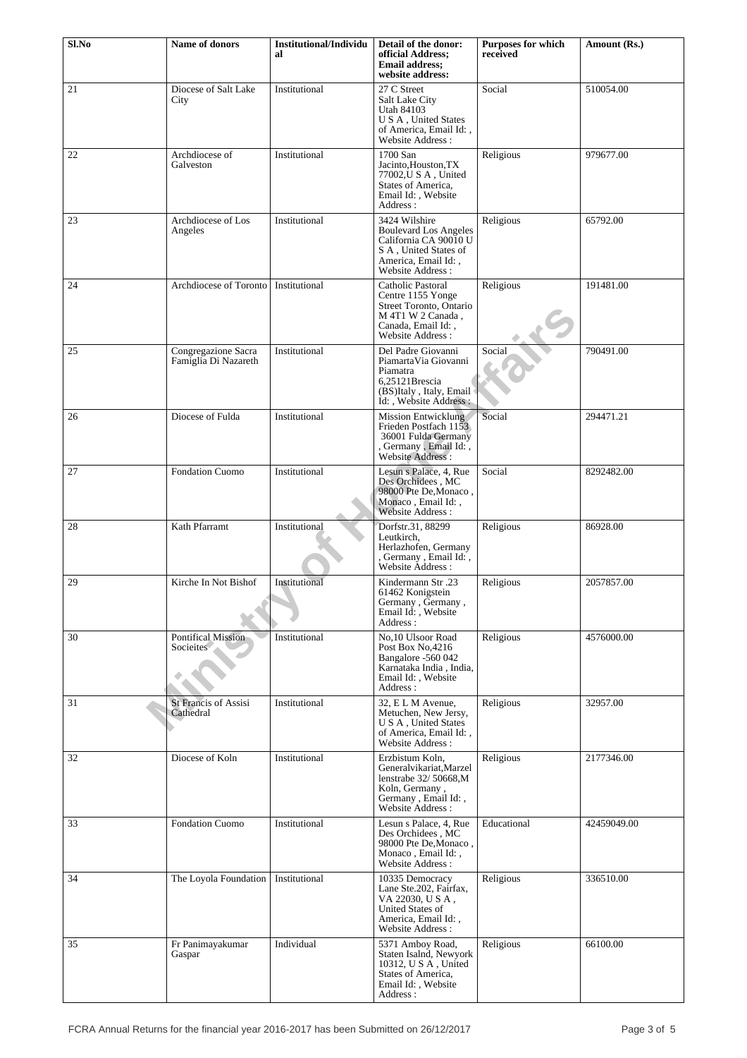| Sl.No | Name of donors | Institutional/Individual | Detail of the donor: official Address; Email address; website address: | Purposes for which received | Amount (Rs.) |
|---|---|---|---|---|---|
| 21 | Diocese of Salt Lake City | Institutional | 27 C Street Salt Lake City Utah 84103 U S A , United States of America, Email Id: , Website Address : | Social | 510054.00 |
| 22 | Archdiocese of Galveston | Institutional | 1700 San Jacinto,Houston,TX 77002,U S A , United States of America, Email Id: , Website Address : | Religious | 979677.00 |
| 23 | Archdiocese of Los Angeles | Institutional | 3424 Wilshire Boulevard Los Angeles California CA 90010 U S A , United States of America, Email Id: , Website Address : | Religious | 65792.00 |
| 24 | Archdiocese of Toronto | Institutional | Catholic Pastoral Centre 1155 Yonge Street Toronto, Ontario M 4T1 W 2 Canada , Canada, Email Id: , Website Address : | Religious | 191481.00 |
| 25 | Congregazione Sacra Famiglia Di Nazareth | Institutional | Del Padre Giovanni PiamartaVia Giovanni Piamatra 6,25121Brescia (BS)Italy , Italy, Email Id: , Website Address : | Social | 790491.00 |
| 26 | Diocese of Fulda | Institutional | Mission Entwicklung Frieden Postfach 1153 36001 Fulda Germany , Germany , Email Id: , Website Address : | Social | 294471.21 |
| 27 | Fondation Cuomo | Institutional | Lesun s Palace, 4, Rue Des Orchidees , MC 98000 Pte De,Monaco , Monaco , Email Id: , Website Address : | Social | 8292482.00 |
| 28 | Kath Pfarramt | Institutional | Dorfstr.31, 88299 Leutkirch, Herlazhofen, Germany , Germany , Email Id: , Website Address : | Religious | 86928.00 |
| 29 | Kirche In Not Bishof | Institutional | Kindermann Str .23 61462 Konigstein Germany , Germany , Email Id: , Website Address : | Religious | 2057857.00 |
| 30 | Pontifical Mission Socieites | Institutional | No,10 Ulsoor Road Post Box No,4216 Bangalore -560 042 Karnataka India , India, Email Id: , Website Address : | Religious | 4576000.00 |
| 31 | St Francis of Assisi Cathedral | Institutional | 32, E L M Avenue, Metuchen, New Jersy, U S A , United States of America, Email Id: , Website Address : | Religious | 32957.00 |
| 32 | Diocese of Koln | Institutional | Erzbistum Koln, Generalvikariat,Marzellenstrabe 32/ 50668,M Koln, Germany , Germany , Email Id: , Website Address : | Religious | 2177346.00 |
| 33 | Fondation Cuomo | Institutional | Lesun s Palace, 4, Rue Des Orchidees , MC 98000 Pte De,Monaco , Monaco , Email Id: , Website Address : | Educational | 42459049.00 |
| 34 | The Loyola Foundation | Institutional | 10335 Democracy Lane Ste.202, Fairfax, VA 22030, U S A , United States of America, Email Id: , Website Address : | Religious | 336510.00 |
| 35 | Fr Panimayakumar Gaspar | Individual | 5371 Amboy Road, Staten Isalnd, Newyork 10312, U S A , United States of America, Email Id: , Website Address : | Religious | 66100.00 |

FCRA Annual Returns for the financial year 2016-2017 has been Submitted on 26/12/2017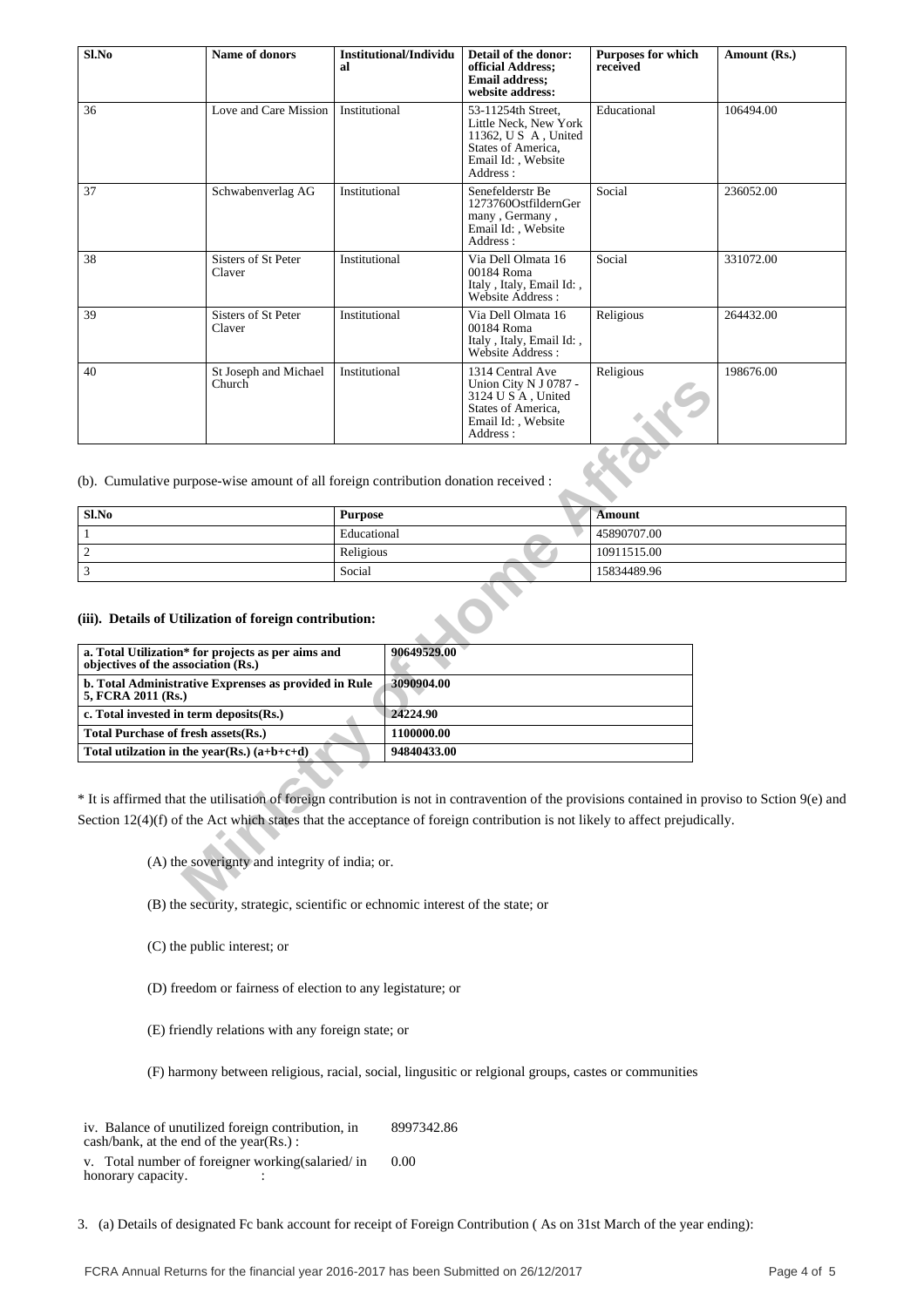| Sl.No | Name of donors | Institutional/Individual | Detail of the donor: official Address; Email address; website address: | Purposes for which received | Amount (Rs.) |
|---|---|---|---|---|---|
| 36 | Love and Care Mission | Institutional | 53-11254th Street, Little Neck, New York 11362, U S A , United States of America, Email Id: , Website Address : | Educational | 106494.00 |
| 37 | Schwabenverlag AG | Institutional | Senefelderstr Be 1273760OstfildernGermany , Germany , Email Id: , Website Address : | Social | 236052.00 |
| 38 | Sisters of St Peter Claver | Institutional | Via Dell Olmata 16 00184 Roma Italy , Italy, Email Id: , Website Address : | Social | 331072.00 |
| 39 | Sisters of St Peter Claver | Institutional | Via Dell Olmata 16 00184 Roma Italy , Italy, Email Id: , Website Address : | Religious | 264432.00 |
| 40 | St Joseph and Michael Church | Institutional | 1314 Central Ave Union City N J 0787 - 3124 U S A , United States of America, Email Id: , Website Address : | Religious | 198676.00 |

(b). Cumulative purpose-wise amount of all foreign contribution donation received :

| Sl.No | Purpose | Amount |
|---|---|---|
| 1 | Educational | 45890707.00 |
| 2 | Religious | 10911515.00 |
| 3 | Social | 15834489.96 |

**(iii). Details of Utilization of foreign contribution:**

| | |
|---|---|
| **a. Total Utilization\* for projects as per aims and objectives of the association (Rs.)** | 90649529.00 |
| **b. Total Administrative Expenses as provided in Rule 5, FCRA 2011 (Rs.)** | 3090904.00 |
| **c. Total invested in term deposits(Rs.)** | 24224.90 |
| **Total Purchase of fresh assets(Rs.)** | 1100000.00 |
| **Total utilzation in the year(Rs.) (a+b+c+d)** | 94840433.00 |

\* It is affirmed that the utilisation of foreign contribution is not in contravention of the provisions contained in proviso to Sction 9(e) and Section 12(4)(f) of the Act which states that the acceptance of foreign contribution is not likely to affect prejudically.

(A) the soverignty and integrity of india; or.

(B) the security, strategic, scientific or echnomic interest of the state; or

(C) the public interest; or

(D) freedom or fairness of election to any legistature; or

(E) friendly relations with any foreign state; or

(F) harmony between religious, racial, social, lingusitic or relgional groups, castes or communities

| | |
|---|---|
| iv. Balance of unutilized foreign contribution, in cash/bank, at the end of the year(Rs.) : | 8997342.86 |
| v. Total number of foreigner working(salaried/ in honorary capacity. : | 0.00 |

3. (a) Details of designated Fc bank account for receipt of Foreign Contribution ( As on 31st March of the year ending):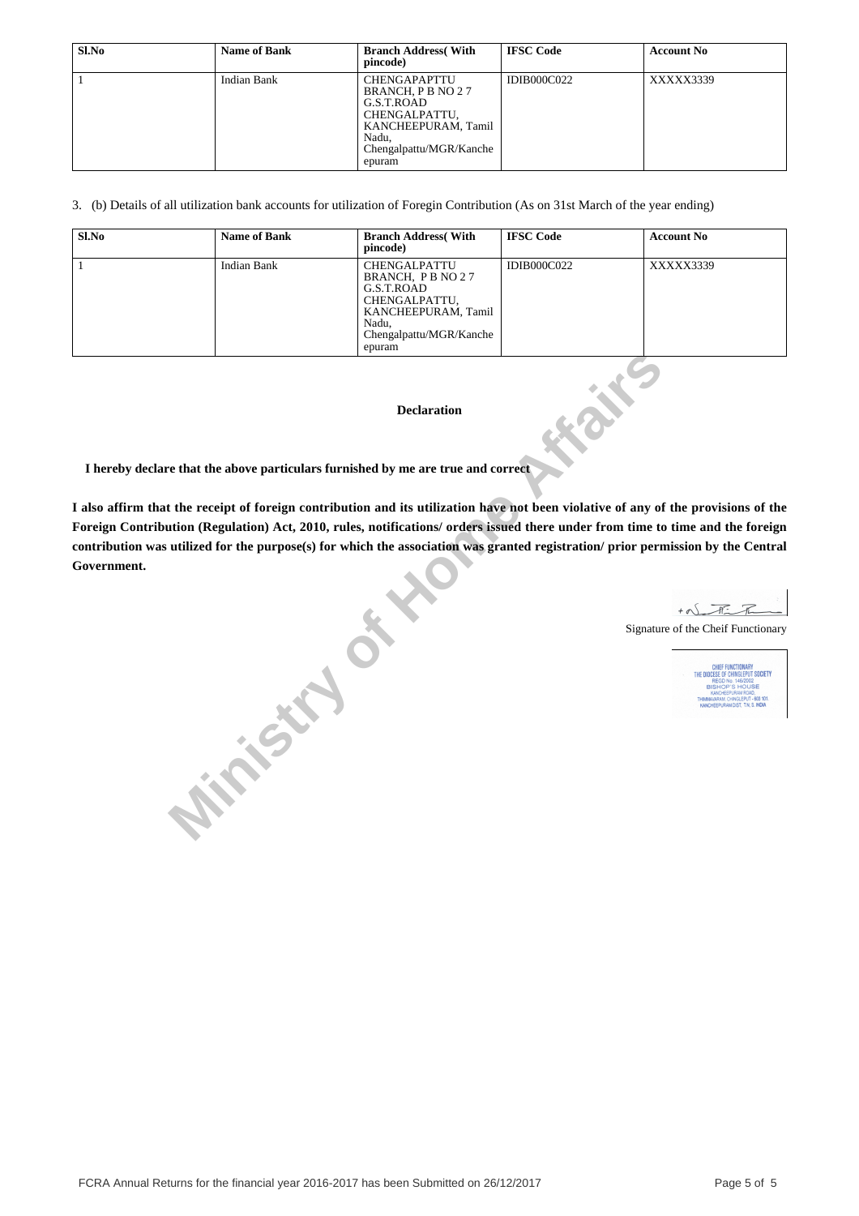| Sl.No | Name of Bank | Branch Address( With pincode) | IFSC Code | Account No |
|---|---|---|---|---|
| 1 | Indian Bank | CHENGAPAPTTU BRANCH, P B NO 2 7 G.S.T.ROAD CHENGALPATTU, KANCHEEPURAM, Tamil Nadu, Chengalpattu/MGR/Kancheepuram | IDIB000C022 | XXXXX3339 |

3. (b) Details of all utilization bank accounts for utilization of Foregin Contribution (As on 31st March of the year ending)

| Sl.No | Name of Bank | Branch Address( With pincode) | IFSC Code | Account No |
|---|---|---|---|---|
| 1 | Indian Bank | CHENGALPATTU BRANCH, P B NO 2 7 G.S.T.ROAD CHENGALPATTU, KANCHEEPURAM, Tamil Nadu, Chengalpattu/MGR/Kancheepuram | IDIB000C022 | XXXXX3339 |

**Declaration**

**I hereby declare that the above particulars furnished by me are true and correct**

**I also affirm that the receipt of foreign contribution and its utilization have not been violative of any of the provisions of the Foreign Contribution (Regulation) Act, 2010, rules, notifications/ orders issued there under from time to time and the foreign contribution was utilized for the purpose(s) for which the association was granted registration/ prior permission by the Central Government.**

Signature of the Cheif Functionary

CHIEF FUNCTIONARY
THE DIOCESE OF CHINGLEPUT SOCIETY
REGD No. 145/2002
BISHOP'S HOUSE
KANCHEEPURAM ROAD,
THIMMAVARAM, CHINGLEPUT - 603 101.
KANCHEEPURAM DIST, T.N. S. INDIA

FCRA Annual Returns for the financial year 2016-2017 has been Submitted on 26/12/2017